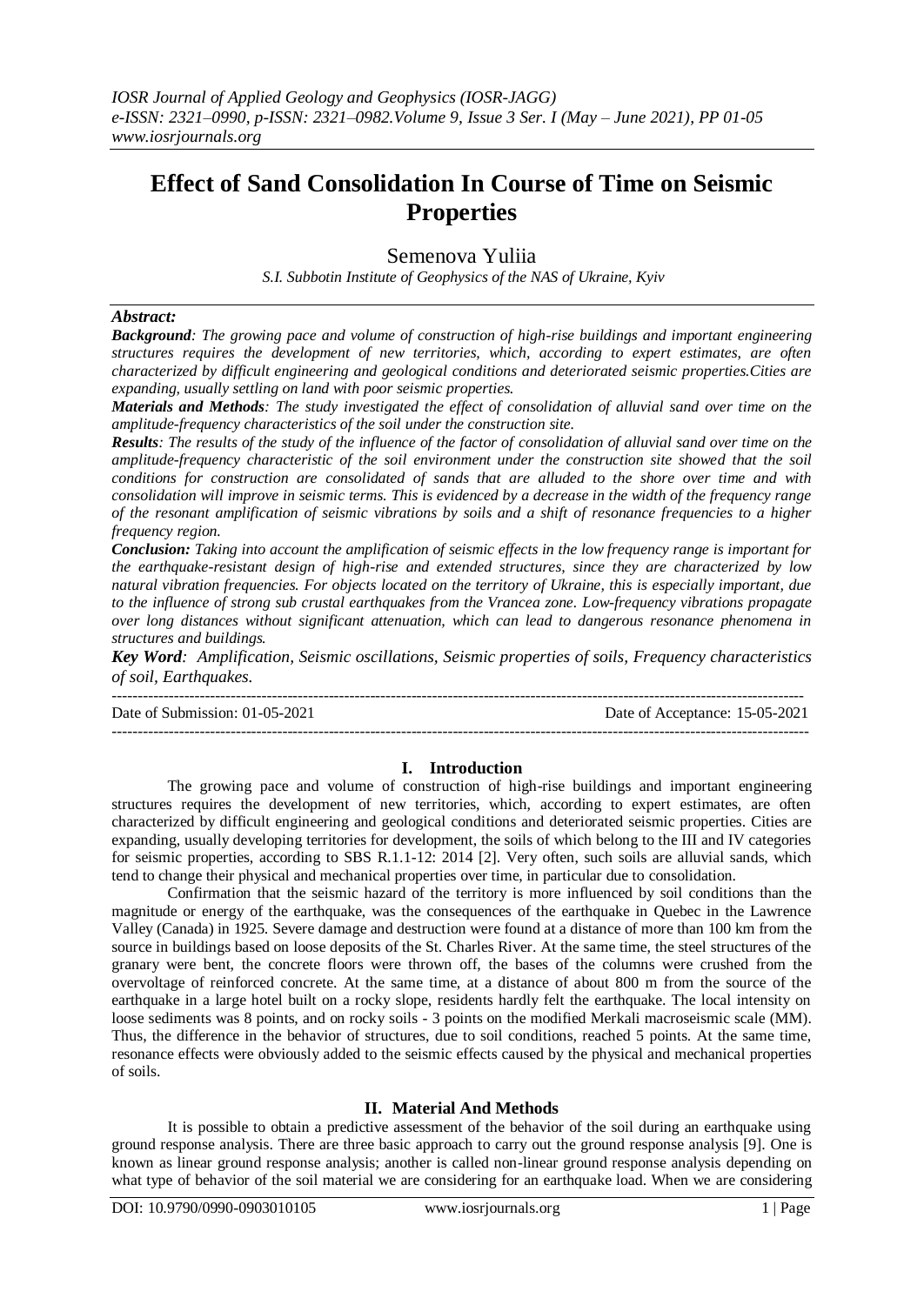# Effect of Sand Consolidation In Course of Time on Seismic Properties

Semenova Yuliia

*S.I. Subbotin Institute of Geophysics of the NAS of Ukraine, Kyiv*

## *Abstract:*

***Background****: The growing pace and volume of construction of high-rise buildings and important engineering structures requires the development of new territories, which, according to expert estimates, are often characterized by difficult engineering and geological conditions and deteriorated seismic properties.Cities are expanding, usually settling on land with poor seismic properties.*

***Materials and Methods****: The study investigated the effect of consolidation of alluvial sand over time on the amplitude-frequency characteristics of the soil under the construction site.*

***Results****: The results of the study of the influence of the factor of consolidation of alluvial sand over time on the amplitude-frequency characteristic of the soil environment under the construction site showed that the soil conditions for construction are consolidated of sands that are alluded to the shore over time and with consolidation will improve in seismic terms. This is evidenced by a decrease in the width of the frequency range of the resonant amplification of seismic vibrations by soils and a shift of resonance frequencies to a higher frequency region.*

***Conclusion:*** *Taking into account the amplification of seismic effects in the low frequency range is important for the earthquake-resistant design of high-rise and extended structures, since they are characterized by low natural vibration frequencies. For objects located on the territory of Ukraine, this is especially important, due to the influence of strong sub crustal earthquakes from the Vrancea zone. Low-frequency vibrations propagate over long distances without significant attenuation, which can lead to dangerous resonance phenomena in structures and buildings.*

***Key Word****: Amplification, Seismic oscillations, Seismic properties of soils, Frequency characteristics of soil, Earthquakes.*

Date of Submission: 01-05-2021 Date of Acceptance: 15-05-2021

## I. Introduction

The growing pace and volume of construction of high-rise buildings and important engineering structures requires the development of new territories, which, according to expert estimates, are often characterized by difficult engineering and geological conditions and deteriorated seismic properties. Cities are expanding, usually developing territories for development, the soils of which belong to the III and IV categories for seismic properties, according to SBS R.1.1-12: 2014 [2]. Very often, such soils are alluvial sands, which tend to change their physical and mechanical properties over time, in particular due to consolidation.

Confirmation that the seismic hazard of the territory is more influenced by soil conditions than the magnitude or energy of the earthquake, was the consequences of the earthquake in Quebec in the Lawrence Valley (Canada) in 1925. Severe damage and destruction were found at a distance of more than 100 km from the source in buildings based on loose deposits of the St. Charles River. At the same time, the steel structures of the granary were bent, the concrete floors were thrown off, the bases of the columns were crushed from the overvoltage of reinforced concrete. At the same time, at a distance of about 800 m from the source of the earthquake in a large hotel built on a rocky slope, residents hardly felt the earthquake. The local intensity on loose sediments was 8 points, and on rocky soils - 3 points on the modified Merkali macroseismic scale (MM). Thus, the difference in the behavior of structures, due to soil conditions, reached 5 points. At the same time, resonance effects were obviously added to the seismic effects caused by the physical and mechanical properties of soils.

## II. Material And Methods

It is possible to obtain a predictive assessment of the behavior of the soil during an earthquake using ground response analysis. There are three basic approach to carry out the ground response analysis [9]. One is known as linear ground response analysis; another is called non-linear ground response analysis depending on what type of behavior of the soil material we are considering for an earthquake load. When we are considering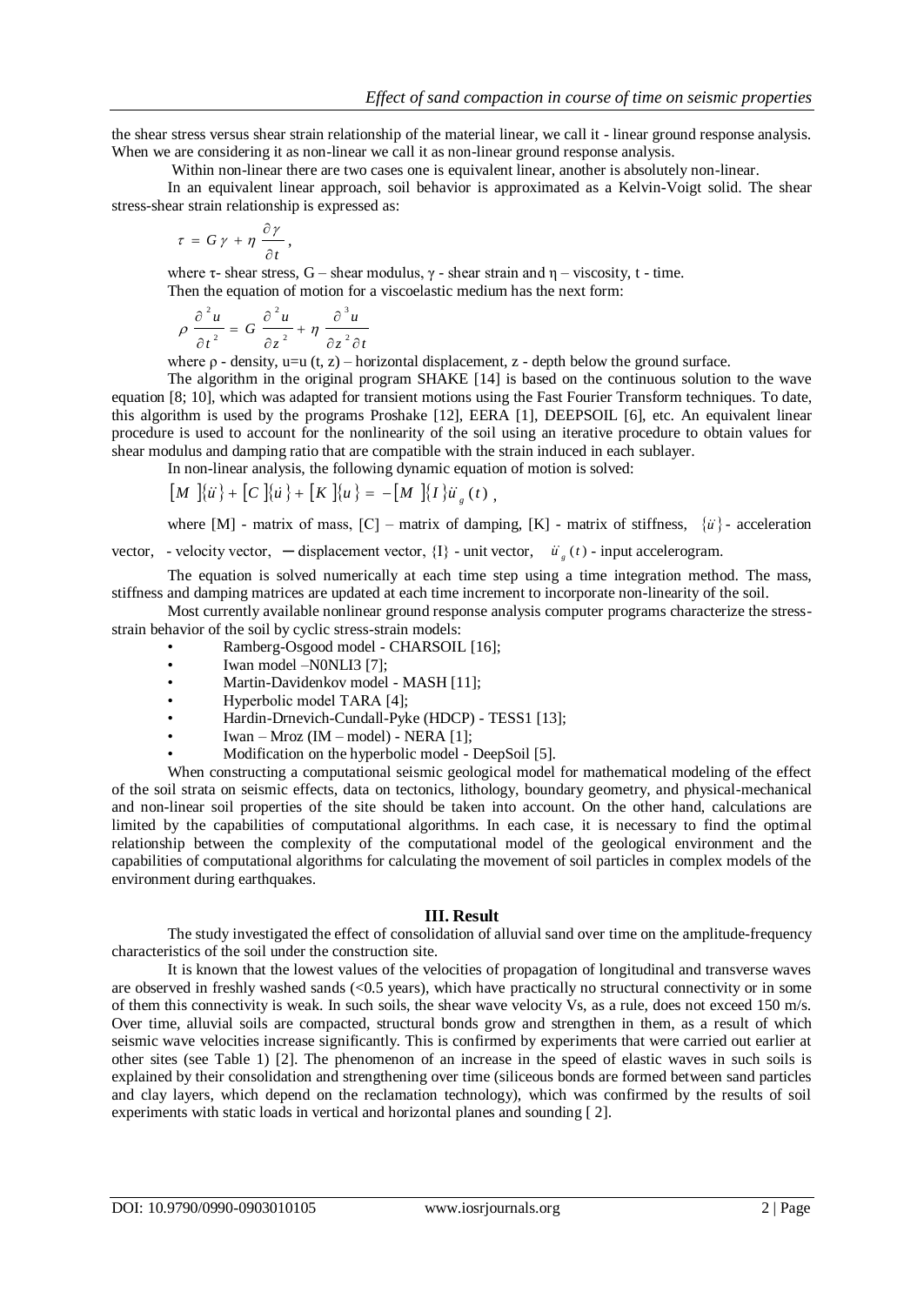the shear stress versus shear strain relationship of the material linear, we call it - linear ground response analysis. When we are considering it as non-linear we call it as non-linear ground response analysis.

Within non-linear there are two cases one is equivalent linear, another is absolutely non-linear.

In an equivalent linear approach, soil behavior is approximated as a Kelvin-Voigt solid. The shear stress-shear strain relationship is expressed as:

$$\tau = G\gamma + \eta \frac{\partial \gamma}{\partial t},$$

where τ- shear stress, G – shear modulus, γ - shear strain and η – viscosity, t - time.

Then the equation of motion for a viscoelastic medium has the next form:

$$\rho \frac{\partial^2 u}{\partial t^2} = G \frac{\partial^2 u}{\partial z^2} + \eta \frac{\partial^3 u}{\partial z^2 \partial t}$$

where ρ - density, u=u (t, z) – horizontal displacement, z - depth below the ground surface.

The algorithm in the original program SHAKE [14] is based on the continuous solution to the wave equation [8; 10], which was adapted for transient motions using the Fast Fourier Transform techniques. To date, this algorithm is used by the programs Proshake [12], EERA [1], DEEPSOIL [6], etc. An equivalent linear procedure is used to account for the nonlinearity of the soil using an iterative procedure to obtain values for shear modulus and damping ratio that are compatible with the strain induced in each sublayer.

In non-linear analysis, the following dynamic equation of motion is solved:

$$[M]\{\ddot{u}\} + [C]\{\dot{u}\} + [K]\{u\} = -[M]\{I\}\ddot{u}_g(t),$$

where [M] - matrix of mass, [C] – matrix of damping, [K] - matrix of stiffness, $\{\ddot{u}\}$ - acceleration vector, - velocity vector, — displacement vector, {I} - unit vector, $\ddot{u}_g(t)$ - input accelerogram.

The equation is solved numerically at each time step using a time integration method. The mass, stiffness and damping matrices are updated at each time increment to incorporate non-linearity of the soil.

Most currently available nonlinear ground response analysis computer programs characterize the stress-strain behavior of the soil by cyclic stress-strain models:

- Ramberg-Osgood model - CHARSOIL [16];
- Iwan model –N0NLI3 [7];
- Martin-Davidenkov model - MASH [11];
- Hyperbolic model TARA [4];
- Hardin-Drnevich-Cundall-Pyke (HDCP) - TESS1 [13];
- Iwan – Mroz (IM – model) - NERA [1];
- Modification on the hyperbolic model - DeepSoil [5].

When constructing a computational seismic geological model for mathematical modeling of the effect of the soil strata on seismic effects, data on tectonics, lithology, boundary geometry, and physical-mechanical and non-linear soil properties of the site should be taken into account. On the other hand, calculations are limited by the capabilities of computational algorithms. In each case, it is necessary to find the optimal relationship between the complexity of the computational model of the geological environment and the capabilities of computational algorithms for calculating the movement of soil particles in complex models of the environment during earthquakes.

## III. Result

The study investigated the effect of consolidation of alluvial sand over time on the amplitude-frequency characteristics of the soil under the construction site.

It is known that the lowest values of the velocities of propagation of longitudinal and transverse waves are observed in freshly washed sands (<0.5 years), which have practically no structural connectivity or in some of them this connectivity is weak. In such soils, the shear wave velocity Vs, as a rule, does not exceed 150 m/s. Over time, alluvial soils are compacted, structural bonds grow and strengthen in them, as a result of which seismic wave velocities increase significantly. This is confirmed by experiments that were carried out earlier at other sites (see Table 1) [2]. The phenomenon of an increase in the speed of elastic waves in such soils is explained by their consolidation and strengthening over time (siliceous bonds are formed between sand particles and clay layers, which depend on the reclamation technology), which was confirmed by the results of soil experiments with static loads in vertical and horizontal planes and sounding [ 2].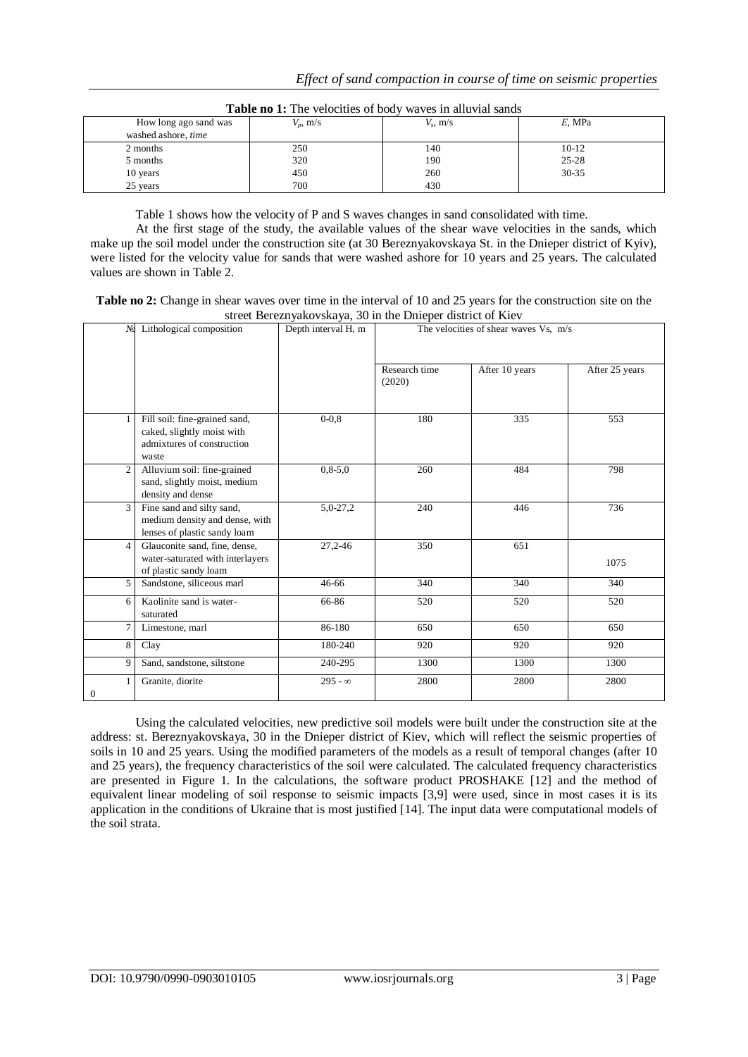**Table no 1:** The velocities of body waves in alluvial sands

| How long ago sand was washed ashore, *time* | $V_p$, m/s | $V_s$, m/s | $E$, MPa |
|---|---|---|---|
| 2 months | 250 | 140 | 10-12 |
| 5 months | 320 | 190 | 25-28 |
| 10 years | 450 | 260 | 30-35 |
| 25 years | 700 | 430 | |

Table 1 shows how the velocity of P and S waves changes in sand consolidated with time.

At the first stage of the study, the available values of the shear wave velocities in the sands, which make up the soil model under the construction site (at 30 Bereznyakovskaya St. in the Dnieper district of Kyiv), were listed for the velocity value for sands that were washed ashore for 10 years and 25 years. The calculated values are shown in Table 2.

**Table no 2:** Change in shear waves over time in the interval of 10 and 25 years for the construction site on the street Bereznyakovskaya, 30 in the Dnieper district of Kiev

| № | Lithological composition | Depth interval H, m | The velocities of shear waves Vs, m/s | | |
|---|---|---|---|---|---|
| | | | Research time (2020) | After 10 years | After 25 years |
| 1 | Fill soil: fine-grained sand, caked, slightly moist with admixtures of construction waste | 0-0,8 | 180 | 335 | 553 |
| 2 | Alluvium soil: fine-grained sand, slightly moist, medium density and dense | 0,8-5,0 | 260 | 484 | 798 |
| 3 | Fine sand and silty sand, medium density and dense, with lenses of plastic sandy loam | 5,0-27,2 | 240 | 446 | 736 |
| 4 | Glauconite sand, fine, dense, water-saturated with interlayers of plastic sandy loam | 27,2-46 | 350 | 651 | 1075 |
| 5 | Sandstone, siliceous marl | 46-66 | 340 | 340 | 340 |
| 6 | Kaolinite sand is water-saturated | 66-86 | 520 | 520 | 520 |
| 7 | Limestone, marl | 86-180 | 650 | 650 | 650 |
| 8 | Clay | 180-240 | 920 | 920 | 920 |
| 9 | Sand, sandstone, siltstone | 240-295 | 1300 | 1300 | 1300 |
| 10 | Granite, diorite | 295 - ∞ | 2800 | 2800 | 2800 |

Using the calculated velocities, new predictive soil models were built under the construction site at the address: st. Bereznyakovskaya, 30 in the Dnieper district of Kiev, which will reflect the seismic properties of soils in 10 and 25 years. Using the modified parameters of the models as a result of temporal changes (after 10 and 25 years), the frequency characteristics of the soil were calculated. The calculated frequency characteristics are presented in Figure 1. In the calculations, the software product PROSHAKE [12] and the method of equivalent linear modeling of soil response to seismic impacts [3,9] were used, since in most cases it is its application in the conditions of Ukraine that is most justified [14]. The input data were computational models of the soil strata.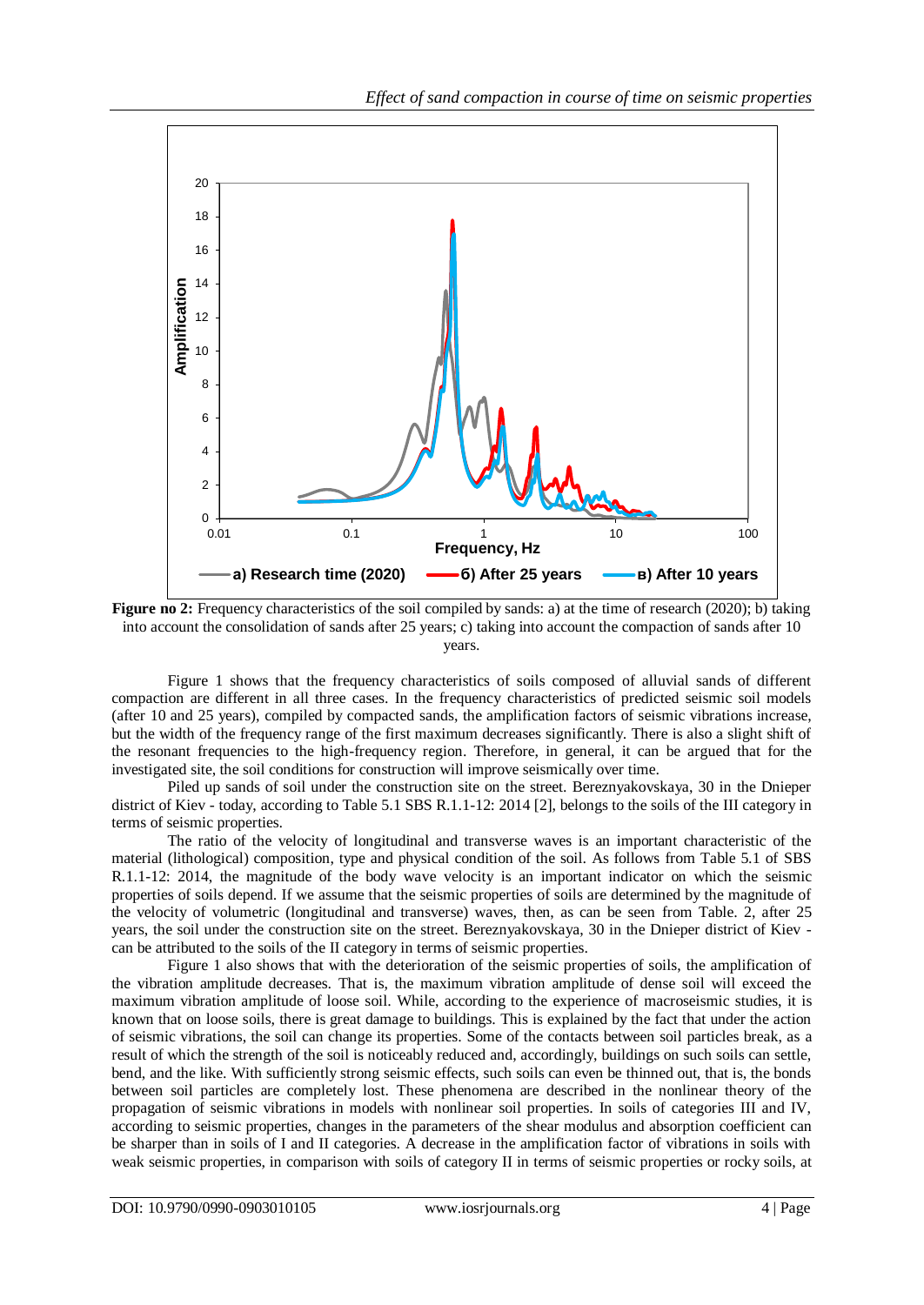20
18
16
14
12
10
8
6
4
2
0

Amplification

0.01
0.1
1
10
100

Frequency, Hz

а) Research time (2020)
б) After 25 years
в) After 10 years

**Figure no 2:** Frequency characteristics of the soil compiled by sands: a) at the time of research (2020); b) taking into account the consolidation of sands after 25 years; c) taking into account the compaction of sands after 10 years.

Figure 1 shows that the frequency characteristics of soils composed of alluvial sands of different compaction are different in all three cases. In the frequency characteristics of predicted seismic soil models (after 10 and 25 years), compiled by compacted sands, the amplification factors of seismic vibrations increase, but the width of the frequency range of the first maximum decreases significantly. There is also a slight shift of the resonant frequencies to the high-frequency region. Therefore, in general, it can be argued that for the investigated site, the soil conditions for construction will improve seismically over time.

Piled up sands of soil under the construction site on the street. Bereznyakovskaya, 30 in the Dnieper district of Kiev - today, according to Table 5.1 SBS R.1.1-12: 2014 [2], belongs to the soils of the III category in terms of seismic properties.

The ratio of the velocity of longitudinal and transverse waves is an important characteristic of the material (lithological) composition, type and physical condition of the soil. As follows from Table 5.1 of SBS R.1.1-12: 2014, the magnitude of the body wave velocity is an important indicator on which the seismic properties of soils depend. If we assume that the seismic properties of soils are determined by the magnitude of the velocity of volumetric (longitudinal and transverse) waves, then, as can be seen from Table. 2, after 25 years, the soil under the construction site on the street. Bereznyakovskaya, 30 in the Dnieper district of Kiev - can be attributed to the soils of the II category in terms of seismic properties.

Figure 1 also shows that with the deterioration of the seismic properties of soils, the amplification of the vibration amplitude decreases. That is, the maximum vibration amplitude of dense soil will exceed the maximum vibration amplitude of loose soil. While, according to the experience of macroseismic studies, it is known that on loose soils, there is great damage to buildings. This is explained by the fact that under the action of seismic vibrations, the soil can change its properties. Some of the contacts between soil particles break, as a result of which the strength of the soil is noticeably reduced and, accordingly, buildings on such soils can settle, bend, and the like. With sufficiently strong seismic effects, such soils can even be thinned out, that is, the bonds between soil particles are completely lost. These phenomena are described in the nonlinear theory of the propagation of seismic vibrations in models with nonlinear soil properties. In soils of categories III and IV, according to seismic properties, changes in the parameters of the shear modulus and absorption coefficient can be sharper than in soils of I and II categories. A decrease in the amplification factor of vibrations in soils with weak seismic properties, in comparison with soils of category II in terms of seismic properties or rocky soils, at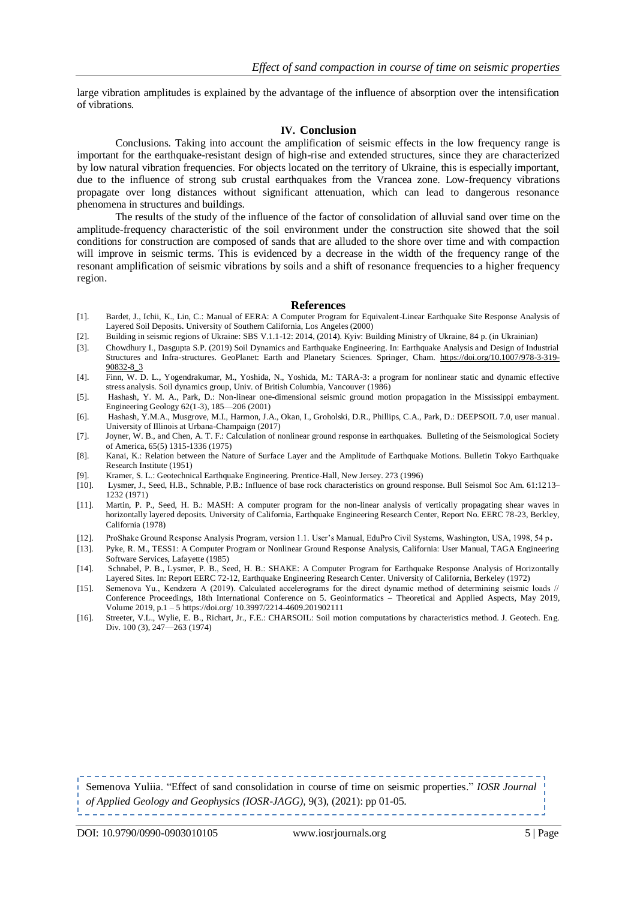large vibration amplitudes is explained by the advantage of the influence of absorption over the intensification of vibrations.

## IV. Conclusion

Conclusions. Taking into account the amplification of seismic effects in the low frequency range is important for the earthquake-resistant design of high-rise and extended structures, since they are characterized by low natural vibration frequencies. For objects located on the territory of Ukraine, this is especially important, due to the influence of strong sub crustal earthquakes from the Vrancea zone. Low-frequency vibrations propagate over long distances without significant attenuation, which can lead to dangerous resonance phenomena in structures and buildings.

The results of the study of the influence of the factor of consolidation of alluvial sand over time on the amplitude-frequency characteristic of the soil environment under the construction site showed that the soil conditions for construction are composed of sands that are alluded to the shore over time and with compaction will improve in seismic terms. This is evidenced by a decrease in the width of the frequency range of the resonant amplification of seismic vibrations by soils and a shift of resonance frequencies to a higher frequency region.

## References

[1]. Bardet, J., Ichii, K., Lin, C.: Manual of EERA: A Computer Program for Equivalent-Linear Earthquake Site Response Analysis of Layered Soil Deposits. University of Southern California, Los Angeles (2000)

[2]. Building in seismic regions of Ukraine: SBS V.1.1-12: 2014, (2014). Kyiv: Building Ministry of Ukraine, 84 p. (in Ukrainian)

[3]. Chowdhury I., Dasgupta S.P. (2019) Soil Dynamics and Earthquake Engineering. In: Earthquake Analysis and Design of Industrial Structures and Infra-structures. GeoPlanet: Earth and Planetary Sciences. Springer, Cham. https://doi.org/10.1007/978-3-319-90832-8_3

[4]. Finn, W. D. L., Yogendrakumar, M., Yoshida, N., Yoshida, M.: TARA-3: a program for nonlinear static and dynamic effective stress analysis. Soil dynamics group, Univ. of British Columbia, Vancouver (1986)

[5]. Hashash, Y. M. A., Park, D.: Non-linear one-dimensional seismic ground motion propagation in the Mississippi embayment. Engineering Geology 62(1-3), 185—206 (2001)

[6]. Hashash, Y.M.A., Musgrove, M.I., Harmon, J.A., Okan, I., Groholski, D.R., Phillips, C.A., Park, D.: DEEPSOIL 7.0, user manual. University of Illinois at Urbana-Champaign (2017)

[7]. Joyner, W. B., and Chen, A. T. F.: Calculation of nonlinear ground response in earthquakes. Bulleting of the Seismological Society of America, 65(5) 1315-1336 (1975)

[8]. Kanai, K.: Relation between the Nature of Surface Layer and the Amplitude of Earthquake Motions. Bulletin Tokyo Earthquake Research Institute (1951)

[9]. Kramer, S. L.: Geotechnical Earthquake Engineering. Prentice-Hall, New Jersey. 273 (1996)

[10]. Lysmer, J., Seed, H.B., Schnable, P.B.: Influence of base rock characteristics on ground response. Bull Seismol Soc Am. 61:1213–1232 (1971)

[11]. Martin, P. P., Seed, H. B.: MASH: A computer program for the non-linear analysis of vertically propagating shear waves in horizontally layered deposits. University of California, Earthquake Engineering Research Center, Report No. EERC 78-23, Berkley, California (1978)

[12]. ProShake Ground Response Analysis Program, version 1.1. User's Manual, EduPro Civil Systems, Washington, USA, 1998, 54 p.

[13]. Pyke, R. M., TESS1: A Computer Program or Nonlinear Ground Response Analysis, California: User Manual, TAGA Engineering Software Services, Lafayette (1985)

[14]. Schnabel, P. B., Lysmer, P. B., Seed, H. B.: SHAKE: A Computer Program for Earthquake Response Analysis of Horizontally Layered Sites. In: Report EERC 72-12, Earthquake Engineering Research Center. University of California, Berkeley (1972)

[15]. Semenova Yu., Kendzera A (2019). Calculated accelerograms for the direct dynamic method of determining seismic loads // Conference Proceedings, 18th International Conference on 5. Geoinformatics – Theoretical and Applied Aspects, May 2019, Volume 2019, p.1 – 5 https://doi.org/ 10.3997/2214-4609.201902111

[16]. Streeter, V.L., Wylie, E. B., Richart, Jr., F.E.: CHARSOIL: Soil motion computations by characteristics method. J. Geotech. Eng. Div. 100 (3), 247—263 (1974)

Semenova Yuliia. "Effect of sand consolidation in course of time on seismic properties." *IOSR Journal of Applied Geology and Geophysics (IOSR-JAGG),* 9(3), (2021): pp 01-05.